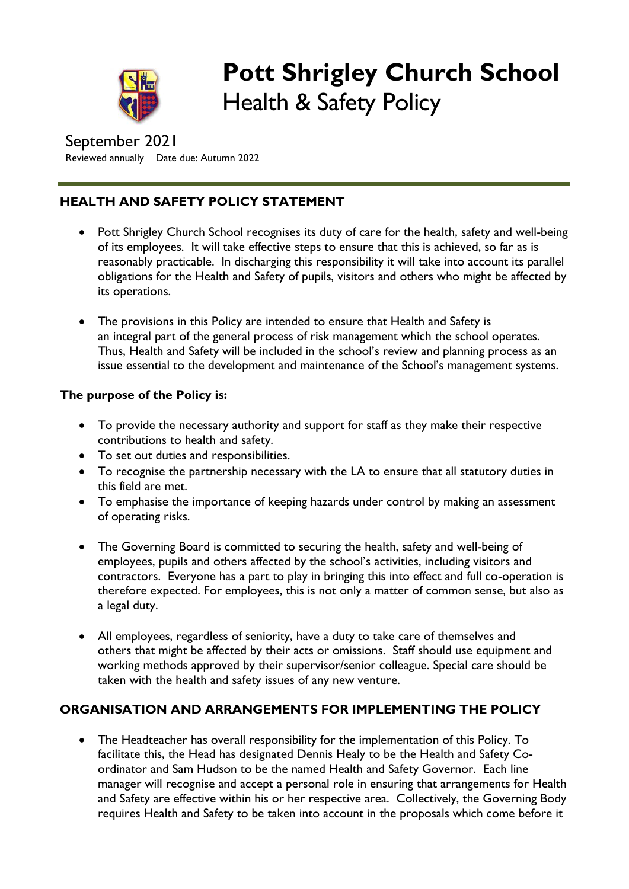# Pott Shrigley Church School

## Health & Safety Policy

September 2021

Reviewed annually    Date due: Autumn 2022

---

## HEALTH AND SAFETY POLICY STATEMENT

- Pott Shrigley Church School recognises its duty of care for the health, safety and well-being of its employees. It will take effective steps to ensure that this is achieved, so far as is reasonably practicable. In discharging this responsibility it will take into account its parallel obligations for the Health and Safety of pupils, visitors and others who might be affected by its operations.

- The provisions in this Policy are intended to ensure that Health and Safety is an integral part of the general process of risk management which the school operates. Thus, Health and Safety will be included in the school's review and planning process as an issue essential to the development and maintenance of the School's management systems.

**The purpose of the Policy is:**

- To provide the necessary authority and support for staff as they make their respective contributions to health and safety.
- To set out duties and responsibilities.
- To recognise the partnership necessary with the LA to ensure that all statutory duties in this field are met.
- To emphasise the importance of keeping hazards under control by making an assessment of operating risks.

- The Governing Board is committed to securing the health, safety and well-being of employees, pupils and others affected by the school's activities, including visitors and contractors. Everyone has a part to play in bringing this into effect and full co-operation is therefore expected. For employees, this is not only a matter of common sense, but also as a legal duty.

- All employees, regardless of seniority, have a duty to take care of themselves and others that might be affected by their acts or omissions. Staff should use equipment and working methods approved by their supervisor/senior colleague. Special care should be taken with the health and safety issues of any new venture.

## ORGANISATION AND ARRANGEMENTS FOR IMPLEMENTING THE POLICY

- The Headteacher has overall responsibility for the implementation of this Policy. To facilitate this, the Head has designated Dennis Healy to be the Health and Safety Co-ordinator and Sam Hudson to be the named Health and Safety Governor. Each line manager will recognise and accept a personal role in ensuring that arrangements for Health and Safety are effective within his or her respective area. Collectively, the Governing Body requires Health and Safety to be taken into account in the proposals which come before it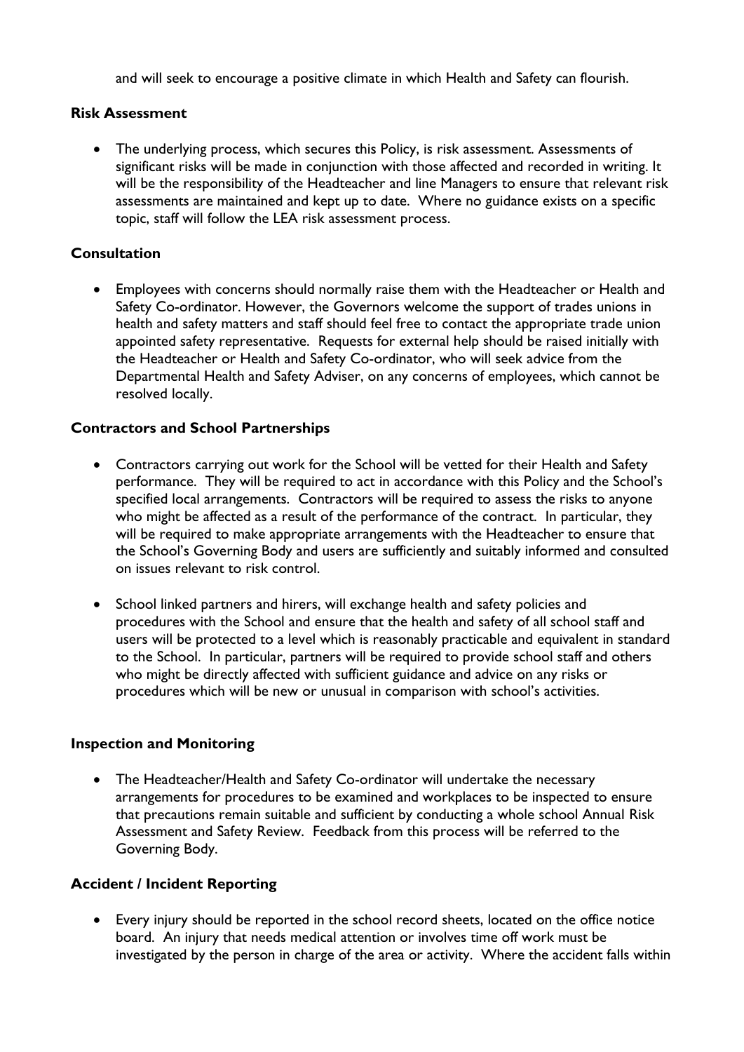and will seek to encourage a positive climate in which Health and Safety can flourish.

**Risk Assessment**

- The underlying process, which secures this Policy, is risk assessment. Assessments of significant risks will be made in conjunction with those affected and recorded in writing. It will be the responsibility of the Headteacher and line Managers to ensure that relevant risk assessments are maintained and kept up to date. Where no guidance exists on a specific topic, staff will follow the LEA risk assessment process.

**Consultation**

- Employees with concerns should normally raise them with the Headteacher or Health and Safety Co-ordinator. However, the Governors welcome the support of trades unions in health and safety matters and staff should feel free to contact the appropriate trade union appointed safety representative. Requests for external help should be raised initially with the Headteacher or Health and Safety Co-ordinator, who will seek advice from the Departmental Health and Safety Adviser, on any concerns of employees, which cannot be resolved locally.

**Contractors and School Partnerships**

- Contractors carrying out work for the School will be vetted for their Health and Safety performance. They will be required to act in accordance with this Policy and the School's specified local arrangements. Contractors will be required to assess the risks to anyone who might be affected as a result of the performance of the contract. In particular, they will be required to make appropriate arrangements with the Headteacher to ensure that the School's Governing Body and users are sufficiently and suitably informed and consulted on issues relevant to risk control.

- School linked partners and hirers, will exchange health and safety policies and procedures with the School and ensure that the health and safety of all school staff and users will be protected to a level which is reasonably practicable and equivalent in standard to the School. In particular, partners will be required to provide school staff and others who might be directly affected with sufficient guidance and advice on any risks or procedures which will be new or unusual in comparison with school's activities.

**Inspection and Monitoring**

- The Headteacher/Health and Safety Co-ordinator will undertake the necessary arrangements for procedures to be examined and workplaces to be inspected to ensure that precautions remain suitable and sufficient by conducting a whole school Annual Risk Assessment and Safety Review. Feedback from this process will be referred to the Governing Body.

**Accident / Incident Reporting**

- Every injury should be reported in the school record sheets, located on the office notice board. An injury that needs medical attention or involves time off work must be investigated by the person in charge of the area or activity. Where the accident falls within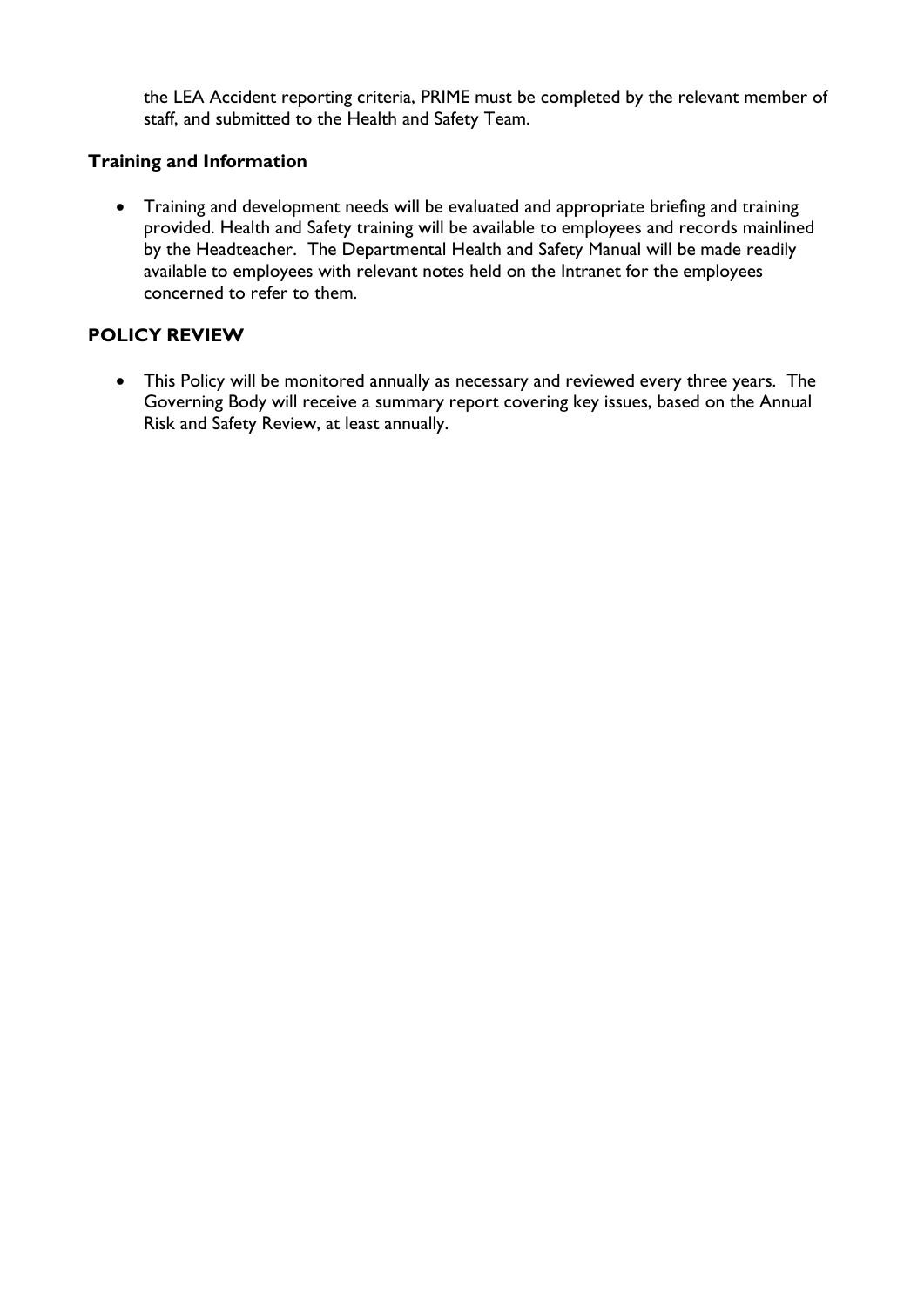the LEA Accident reporting criteria, PRIME must be completed by the relevant member of staff, and submitted to the Health and Safety Team.

**Training and Information**

- Training and development needs will be evaluated and appropriate briefing and training provided. Health and Safety training will be available to employees and records mainlined by the Headteacher. The Departmental Health and Safety Manual will be made readily available to employees with relevant notes held on the Intranet for the employees concerned to refer to them.

## POLICY REVIEW

- This Policy will be monitored annually as necessary and reviewed every three years. The Governing Body will receive a summary report covering key issues, based on the Annual Risk and Safety Review, at least annually.